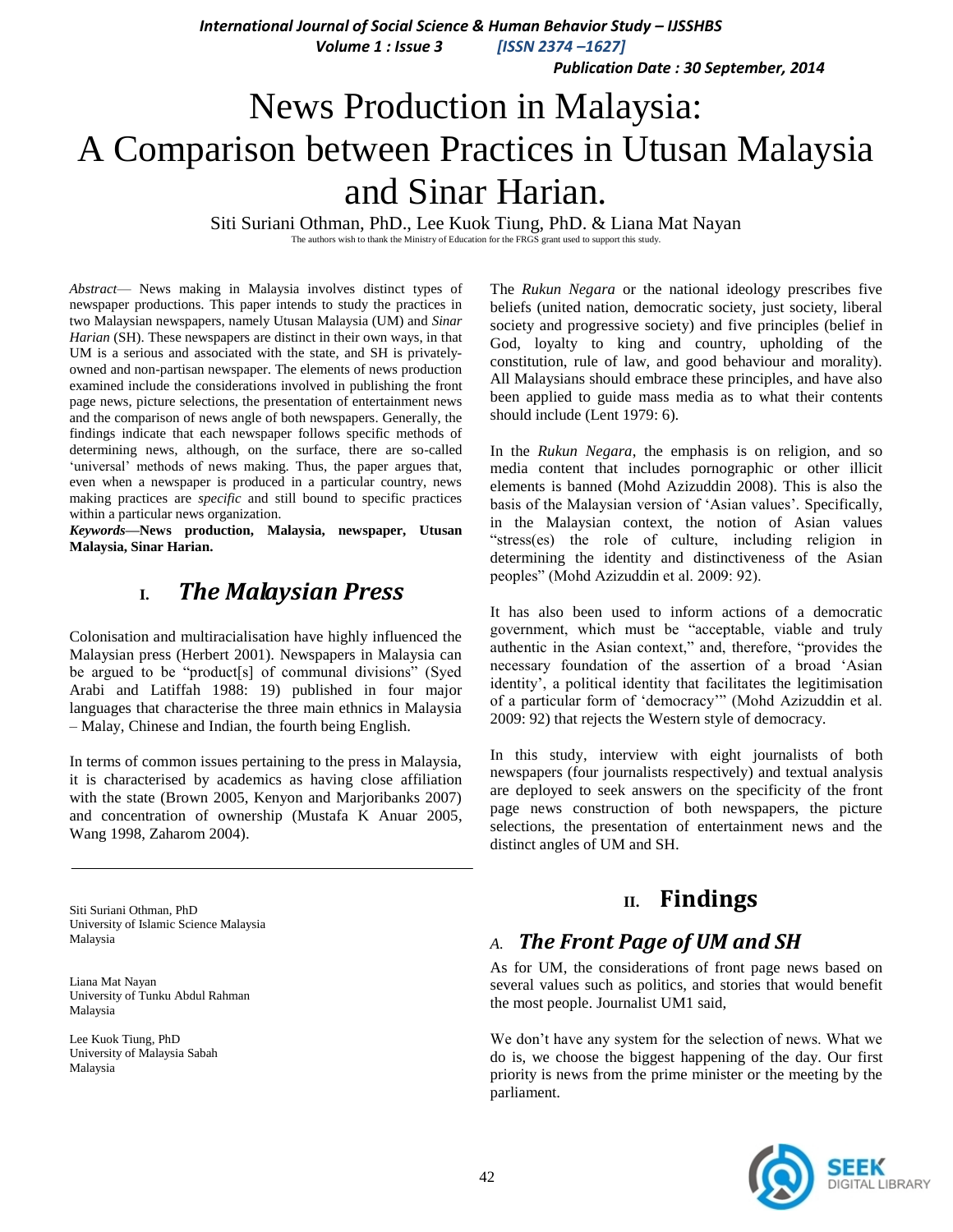# News Production in Malaysia: A Comparison between Practices in Utusan Malaysia and Sinar Harian.

Siti Suriani Othman, PhD., Lee Kuok Tiung, PhD. & Liana Mat Nayan

The authors wish to thank the Ministry of Education for the FRGS grant used to support this study.

*Abstract*— News making in Malaysia involves distinct types of newspaper productions. This paper intends to study the practices in two Malaysian newspapers, namely Utusan Malaysia (UM) and *Sinar Harian* (SH). These newspapers are distinct in their own ways, in that UM is a serious and associated with the state, and SH is privately-owned and non-partisan newspaper. The elements of news production examined include the considerations involved in publishing the front page news, picture selections, the presentation of entertainment news and the comparison of news angle of both newspapers. Generally, the findings indicate that each newspaper follows specific methods of determining news, although, on the surface, there are so-called 'universal' methods of news making. Thus, the paper argues that, even when a newspaper is produced in a particular country, news making practices are *specific* and still bound to specific practices within a particular news organization.

***Keywords*—News production, Malaysia, newspaper, Utusan Malaysia, Sinar Harian.**

## I. *The Malaysian Press*

Colonisation and multiracialisation have highly influenced the Malaysian press (Herbert 2001). Newspapers in Malaysia can be argued to be "product[s] of communal divisions" (Syed Arabi and Latiffah 1988: 19) published in four major languages that characterise the three main ethnics in Malaysia – Malay, Chinese and Indian, the fourth being English.

In terms of common issues pertaining to the press in Malaysia, it is characterised by academics as having close affiliation with the state (Brown 2005, Kenyon and Marjoribanks 2007) and concentration of ownership (Mustafa K Anuar 2005, Wang 1998, Zaharom 2004).

Siti Suriani Othman, PhD
University of Islamic Science Malaysia
Malaysia

Liana Mat Nayan
University of Tunku Abdul Rahman
Malaysia

Lee Kuok Tiung, PhD
University of Malaysia Sabah
Malaysia

The *Rukun Negara* or the national ideology prescribes five beliefs (united nation, democratic society, just society, liberal society and progressive society) and five principles (belief in God, loyalty to king and country, upholding of the constitution, rule of law, and good behaviour and morality). All Malaysians should embrace these principles, and have also been applied to guide mass media as to what their contents should include (Lent 1979: 6).

In the *Rukun Negara*, the emphasis is on religion, and so media content that includes pornographic or other illicit elements is banned (Mohd Azizuddin 2008). This is also the basis of the Malaysian version of 'Asian values'. Specifically, in the Malaysian context, the notion of Asian values "stress(es) the role of culture, including religion in determining the identity and distinctiveness of the Asian peoples" (Mohd Azizuddin et al. 2009: 92).

It has also been used to inform actions of a democratic government, which must be "acceptable, viable and truly authentic in the Asian context," and, therefore, "provides the necessary foundation of the assertion of a broad 'Asian identity', a political identity that facilitates the legitimisation of a particular form of 'democracy'" (Mohd Azizuddin et al. 2009: 92) that rejects the Western style of democracy.

In this study, interview with eight journalists of both newspapers (four journalists respectively) and textual analysis are deployed to seek answers on the specificity of the front page news construction of both newspapers, the picture selections, the presentation of entertainment news and the distinct angles of UM and SH.

## II. Findings

### A. *The Front Page of UM and SH*

As for UM, the considerations of front page news based on several values such as politics, and stories that would benefit the most people. Journalist UM1 said,

We don't have any system for the selection of news. What we do is, we choose the biggest happening of the day. Our first priority is news from the prime minister or the meeting by the parliament.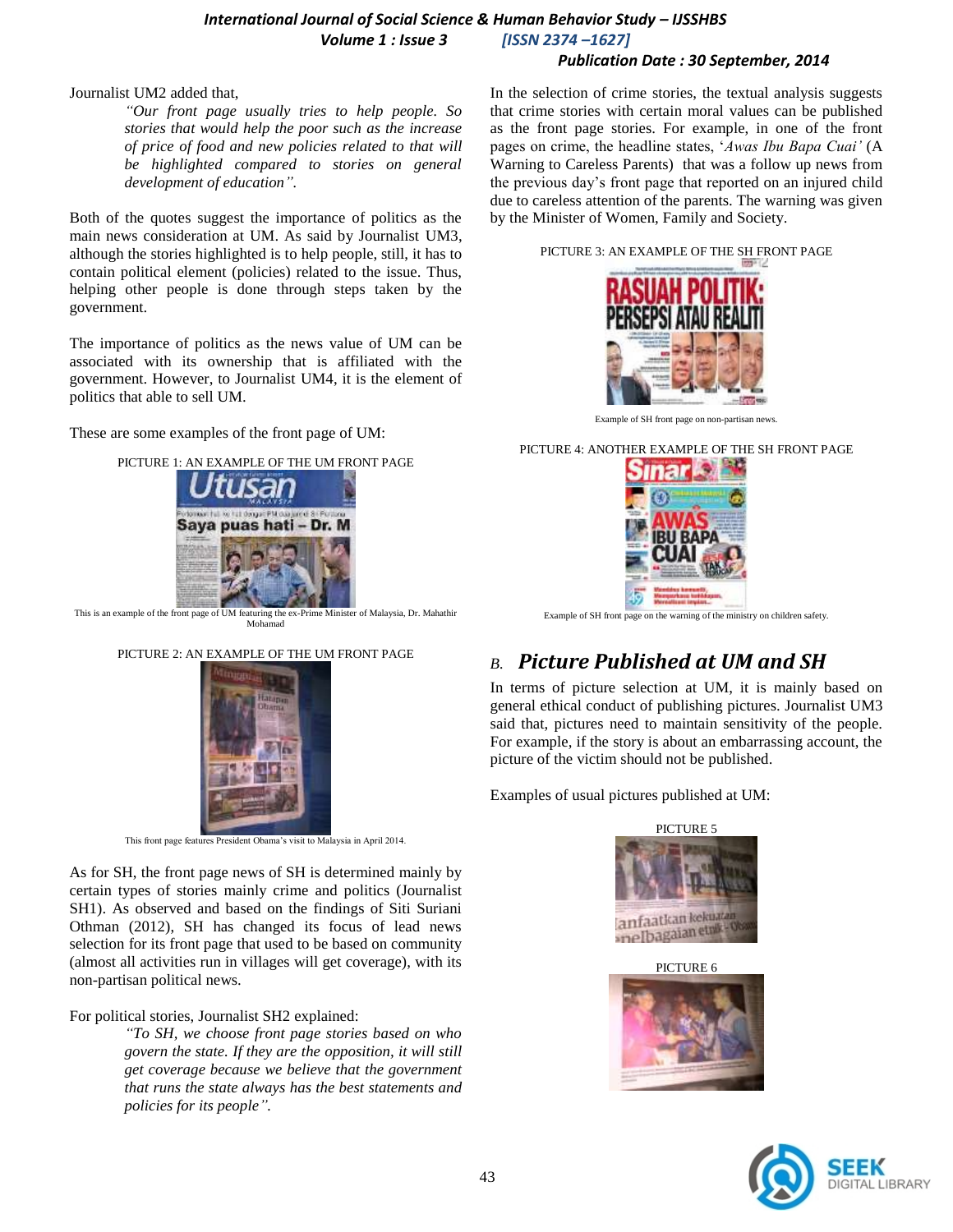Journalist UM2 added that,

> *"Our front page usually tries to help people. So stories that would help the poor such as the increase of price of food and new policies related to that will be highlighted compared to stories on general development of education".*

Both of the quotes suggest the importance of politics as the main news consideration at UM. As said by Journalist UM3, although the stories highlighted is to help people, still, it has to contain political element (policies) related to the issue. Thus, helping other people is done through steps taken by the government.

The importance of politics as the news value of UM can be associated with its ownership that is affiliated with the government. However, to Journalist UM4, it is the element of politics that able to sell UM.

These are some examples of the front page of UM:

PICTURE 1: AN EXAMPLE OF THE UM FRONT PAGE

This is an example of the front page of UM featuring the ex-Prime Minister of Malaysia, Dr. Mahathir Mohamad

PICTURE 2: AN EXAMPLE OF THE UM FRONT PAGE

This front page features President Obama's visit to Malaysia in April 2014.

As for SH, the front page news of SH is determined mainly by certain types of stories mainly crime and politics (Journalist SH1). As observed and based on the findings of Siti Suriani Othman (2012), SH has changed its focus of lead news selection for its front page that used to be based on community (almost all activities run in villages will get coverage), with its non-partisan political news.

For political stories, Journalist SH2 explained:

> *"To SH, we choose front page stories based on who govern the state. If they are the opposition, it will still get coverage because we believe that the government that runs the state always has the best statements and policies for its people".*

In the selection of crime stories, the textual analysis suggests that crime stories with certain moral values can be published as the front page stories. For example, in one of the front pages on crime, the headline states, '*Awas Ibu Bapa Cuai'* (A Warning to Careless Parents) that was a follow up news from the previous day's front page that reported on an injured child due to careless attention of the parents. The warning was given by the Minister of Women, Family and Society.

PICTURE 3: AN EXAMPLE OF THE SH FRONT PAGE

Example of SH front page on non-partisan news.

PICTURE 4: ANOTHER EXAMPLE OF THE SH FRONT PAGE

Example of SH front page on the warning of the ministry on children safety.

## *B. Picture Published at UM and SH*

In terms of picture selection at UM, it is mainly based on general ethical conduct of publishing pictures. Journalist UM3 said that, pictures need to maintain sensitivity of the people. For example, if the story is about an embarrassing account, the picture of the victim should not be published.

Examples of usual pictures published at UM:

PICTURE 5

PICTURE 6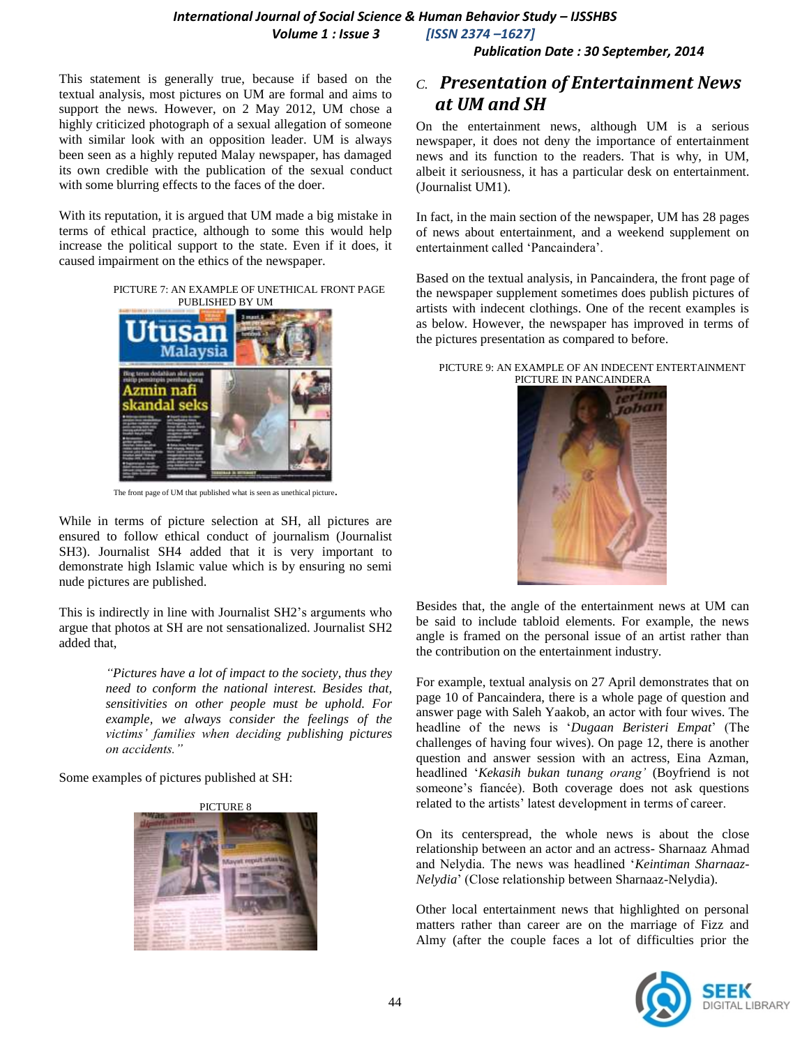This statement is generally true, because if based on the textual analysis, most pictures on UM are formal and aims to support the news. However, on 2 May 2012, UM chose a highly criticized photograph of a sexual allegation of someone with similar look with an opposition leader. UM is always been seen as a highly reputed Malay newspaper, has damaged its own credible with the publication of the sexual conduct with some blurring effects to the faces of the doer.

With its reputation, it is argued that UM made a big mistake in terms of ethical practice, although to some this would help increase the political support to the state. Even if it does, it caused impairment on the ethics of the newspaper.

PICTURE 7: AN EXAMPLE OF UNETHICAL FRONT PAGE PUBLISHED BY UM

The front page of UM that published what is seen as unethical picture.

While in terms of picture selection at SH, all pictures are ensured to follow ethical conduct of journalism (Journalist SH3). Journalist SH4 added that it is very important to demonstrate high Islamic value which is by ensuring no semi nude pictures are published.

This is indirectly in line with Journalist SH2's arguments who argue that photos at SH are not sensationalized. Journalist SH2 added that,

> *"Pictures have a lot of impact to the society, thus they need to conform the national interest. Besides that, sensitivities on other people must be uphold. For example, we always consider the feelings of the victims' families when deciding publishing pictures on accidents."*

Some examples of pictures published at SH:

PICTURE 8

## C. *Presentation of Entertainment News at UM and SH*

On the entertainment news, although UM is a serious newspaper, it does not deny the importance of entertainment news and its function to the readers. That is why, in UM, albeit it seriousness, it has a particular desk on entertainment. (Journalist UM1).

In fact, in the main section of the newspaper, UM has 28 pages of news about entertainment, and a weekend supplement on entertainment called 'Pancaindera'.

Based on the textual analysis, in Pancaindera, the front page of the newspaper supplement sometimes does publish pictures of artists with indecent clothings. One of the recent examples is as below. However, the newspaper has improved in terms of the pictures presentation as compared to before.

PICTURE 9: AN EXAMPLE OF AN INDECENT ENTERTAINMENT PICTURE IN PANCAINDERA

Besides that, the angle of the entertainment news at UM can be said to include tabloid elements. For example, the news angle is framed on the personal issue of an artist rather than the contribution on the entertainment industry.

For example, textual analysis on 27 April demonstrates that on page 10 of Pancaindera, there is a whole page of question and answer page with Saleh Yaakob, an actor with four wives. The headline of the news is '*Dugaan Beristeri Empat*' (The challenges of having four wives). On page 12, there is another question and answer session with an actress, Eina Azman, headlined '*Kekasih bukan tunang orang'* (Boyfriend is not someone's fiancée). Both coverage does not ask questions related to the artists' latest development in terms of career.

On its centerspread, the whole news is about the close relationship between an actor and an actress- Sharnaaz Ahmad and Nelydia. The news was headlined '*Keintiman Sharnaaz-Nelydia*' (Close relationship between Sharnaaz-Nelydia).

Other local entertainment news that highlighted on personal matters rather than career are on the marriage of Fizz and Almy (after the couple faces a lot of difficulties prior the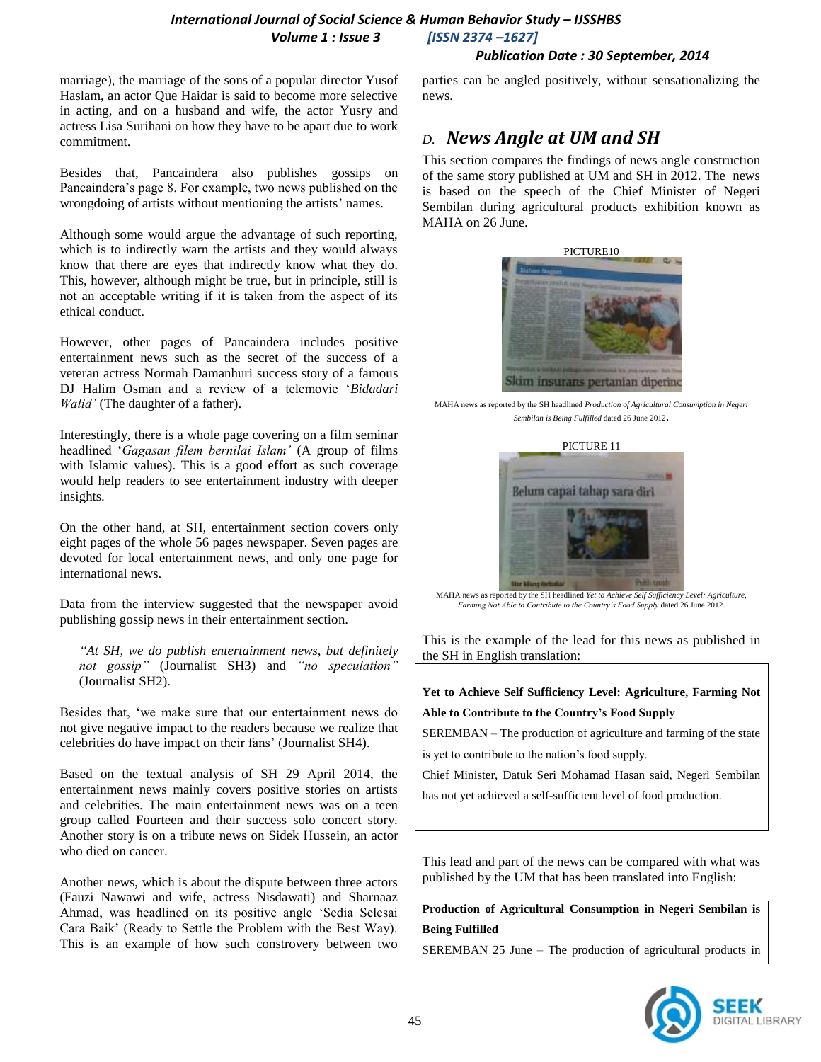marriage), the marriage of the sons of a popular director Yusof Haslam, an actor Que Haidar is said to become more selective in acting, and on a husband and wife, the actor Yusry and actress Lisa Surihani on how they have to be apart due to work commitment.

Besides that, Pancaindera also publishes gossips on Pancaindera's page 8. For example, two news published on the wrongdoing of artists without mentioning the artists' names.

Although some would argue the advantage of such reporting, which is to indirectly warn the artists and they would always know that there are eyes that indirectly know what they do. This, however, although might be true, but in principle, still is not an acceptable writing if it is taken from the aspect of its ethical conduct.

However, other pages of Pancaindera includes positive entertainment news such as the secret of the success of a veteran actress Normah Damanhuri success story of a famous DJ Halim Osman and a review of a telemovie '*Bidadari Walid'* (The daughter of a father).

Interestingly, there is a whole page covering on a film seminar headlined '*Gagasan filem bernilai Islam'* (A group of films with Islamic values). This is a good effort as such coverage would help readers to see entertainment industry with deeper insights.

On the other hand, at SH, entertainment section covers only eight pages of the whole 56 pages newspaper. Seven pages are devoted for local entertainment news, and only one page for international news.

Data from the interview suggested that the newspaper avoid publishing gossip news in their entertainment section.

> *"At SH, we do publish entertainment news, but definitely not gossip"* (Journalist SH3) and *"no speculation"* (Journalist SH2).

Besides that, 'we make sure that our entertainment news do not give negative impact to the readers because we realize that celebrities do have impact on their fans' (Journalist SH4).

Based on the textual analysis of SH 29 April 2014, the entertainment news mainly covers positive stories on artists and celebrities. The main entertainment news was on a teen group called Fourteen and their success solo concert story. Another story is on a tribute news on Sidek Hussein, an actor who died on cancer.

Another news, which is about the dispute between three actors (Fauzi Nawawi and wife, actress Nisdawati) and Sharnaaz Ahmad, was headlined on its positive angle 'Sedia Selesai Cara Baik' (Ready to Settle the Problem with the Best Way). This is an example of how such constrovery between two parties can be angled positively, without sensationalizing the news.

## D. News Angle at UM and SH

This section compares the findings of news angle construction of the same story published at UM and SH in 2012. The news is based on the speech of the Chief Minister of Negeri Sembilan during agricultural products exhibition known as MAHA on 26 June.

PICTURE10

MAHA news as reported by the SH headlined *Production of Agricultural Consumption in Negeri Sembilan is Being Fulfilled* dated 26 June 2012.

PICTURE 11

MAHA news as reported by the SH headlined *Yet to Achieve Self Sufficiency Level: Agriculture, Farming Not Able to Contribute to the Country's Food Supply* dated 26 June 2012.

This is the example of the lead for this news as published in the SH in English translation:

> **Yet to Achieve Self Sufficiency Level: Agriculture, Farming Not Able to Contribute to the Country's Food Supply**
>
> SEREMBAN – The production of agriculture and farming of the state is yet to contribute to the nation's food supply.
>
> Chief Minister, Datuk Seri Mohamad Hasan said, Negeri Sembilan has not yet achieved a self-sufficient level of food production.

This lead and part of the news can be compared with what was published by the UM that has been translated into English:

> **Production of Agricultural Consumption in Negeri Sembilan is Being Fulfilled**
>
> SEREMBAN 25 June – The production of agricultural products in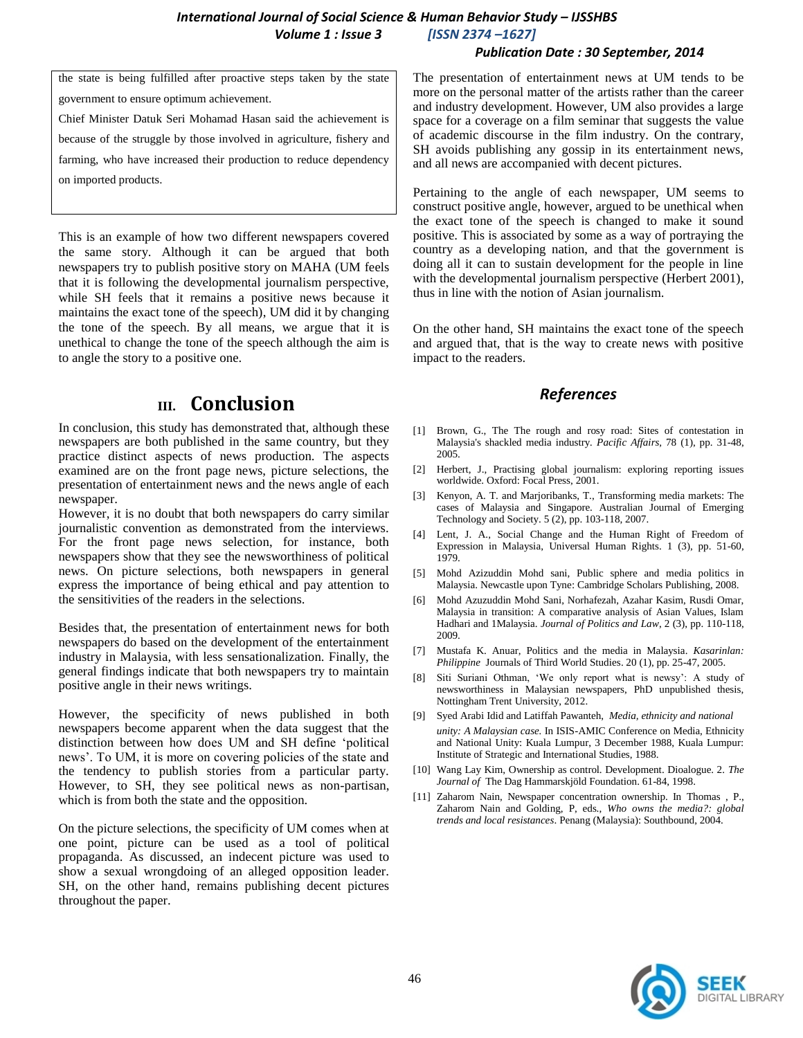the state is being fulfilled after proactive steps taken by the state government to ensure optimum achievement.

Chief Minister Datuk Seri Mohamad Hasan said the achievement is because of the struggle by those involved in agriculture, fishery and farming, who have increased their production to reduce dependency on imported products.

This is an example of how two different newspapers covered the same story. Although it can be argued that both newspapers try to publish positive story on MAHA (UM feels that it is following the developmental journalism perspective, while SH feels that it remains a positive news because it maintains the exact tone of the speech), UM did it by changing the tone of the speech. By all means, we argue that it is unethical to change the tone of the speech although the aim is to angle the story to a positive one.

# III. Conclusion

In conclusion, this study has demonstrated that, although these newspapers are both published in the same country, but they practice distinct aspects of news production. The aspects examined are on the front page news, picture selections, the presentation of entertainment news and the news angle of each newspaper.

However, it is no doubt that both newspapers do carry similar journalistic convention as demonstrated from the interviews. For the front page news selection, for instance, both newspapers show that they see the newsworthiness of political news. On picture selections, both newspapers in general express the importance of being ethical and pay attention to the sensitivities of the readers in the selections.

Besides that, the presentation of entertainment news for both newspapers do based on the development of the entertainment industry in Malaysia, with less sensationalization. Finally, the general findings indicate that both newspapers try to maintain positive angle in their news writings.

However, the specificity of news published in both newspapers become apparent when the data suggest that the distinction between how does UM and SH define 'political news'. To UM, it is more on covering policies of the state and the tendency to publish stories from a particular party. However, to SH, they see political news as non-partisan, which is from both the state and the opposition.

On the picture selections, the specificity of UM comes when at one point, picture can be used as a tool of political propaganda. As discussed, an indecent picture was used to show a sexual wrongdoing of an alleged opposition leader. SH, on the other hand, remains publishing decent pictures throughout the paper.

The presentation of entertainment news at UM tends to be more on the personal matter of the artists rather than the career and industry development. However, UM also provides a large space for a coverage on a film seminar that suggests the value of academic discourse in the film industry. On the contrary, SH avoids publishing any gossip in its entertainment news, and all news are accompanied with decent pictures.

Pertaining to the angle of each newspaper, UM seems to construct positive angle, however, argued to be unethical when the exact tone of the speech is changed to make it sound positive. This is associated by some as a way of portraying the country as a developing nation, and that the government is doing all it can to sustain development for the people in line with the developmental journalism perspective (Herbert 2001), thus in line with the notion of Asian journalism.

On the other hand, SH maintains the exact tone of the speech and argued that, that is the way to create news with positive impact to the readers.

## *References*

[1] Brown, G., The The rough and rosy road: Sites of contestation in Malaysia's shackled media industry. *Pacific Affairs*, 78 (1), pp. 31-48, 2005.

[2] Herbert, J., Practising global journalism: exploring reporting issues worldwide. Oxford: Focal Press, 2001.

[3] Kenyon, A. T. and Marjoribanks, T., Transforming media markets: The cases of Malaysia and Singapore. Australian Journal of Emerging Technology and Society. 5 (2), pp. 103-118, 2007.

[4] Lent, J. A., Social Change and the Human Right of Freedom of Expression in Malaysia, Universal Human Rights. 1 (3), pp. 51-60, 1979.

[5] Mohd Azizuddin Mohd sani, Public sphere and media politics in Malaysia. Newcastle upon Tyne: Cambridge Scholars Publishing, 2008.

[6] Mohd Azuzuddin Mohd Sani, Norhafezah, Azahar Kasim, Rusdi Omar, Malaysia in transition: A comparative analysis of Asian Values, Islam Hadhari and 1Malaysia. *Journal of Politics and Law*, 2 (3), pp. 110-118, 2009.

[7] Mustafa K. Anuar, Politics and the media in Malaysia. *Kasarinlan: Philippine* Journals of Third World Studies. 20 (1), pp. 25-47, 2005.

[8] Siti Suriani Othman, 'We only report what is newsy': A study of newsworthiness in Malaysian newspapers, PhD unpublished thesis, Nottingham Trent University, 2012.

[9] Syed Arabi Idid and Latiffah Pawanteh, *Media, ethnicity and national unity: A Malaysian case.* In ISIS-AMIC Conference on Media, Ethnicity and National Unity: Kuala Lumpur, 3 December 1988, Kuala Lumpur: Institute of Strategic and International Studies, 1988.

[10] Wang Lay Kim, Ownership as control. Development. Dioalogue. 2. *The Journal of* The Dag Hammarskjöld Foundation. 61-84, 1998.

[11] Zaharom Nain, Newspaper concentration ownership. In Thomas , P., Zaharom Nain and Golding, P, eds., *Who owns the media?: global trends and local resistances*. Penang (Malaysia): Southbound, 2004.